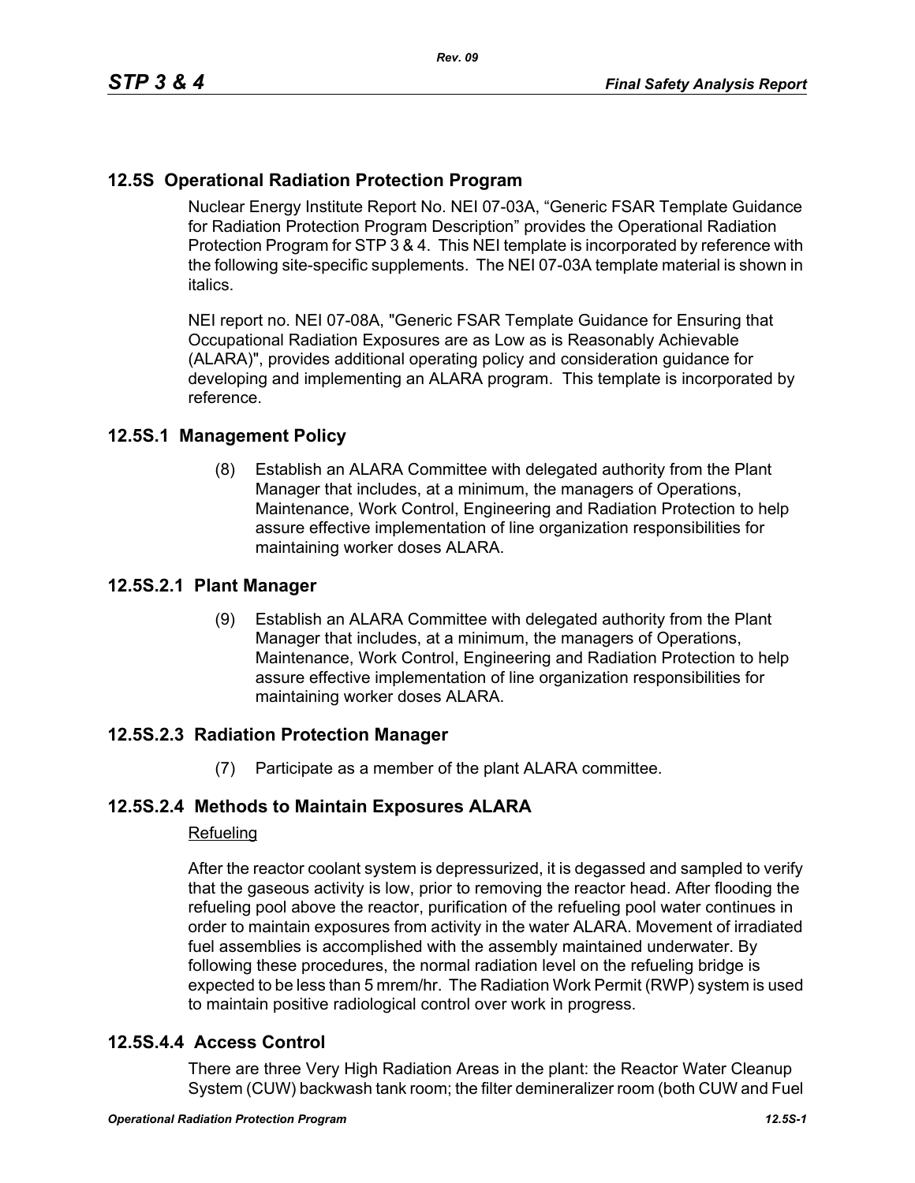## 12.5S Operational Radiation Protection Program

Nuclear Energy Institute Report No. NEI 07-03A, "Generic FSAR Template Guidance for Radiation Protection Program Description" provides the Operational Radiation Protection Program for STP 3 & 4. This NEI template is incorporated by reference with the following site-specific supplements. The NEI 07-03A template material is shown in italics.

NEI report no. NEI 07-08A, "Generic FSAR Template Guidance for Ensuring that Occupational Radiation Exposures are as Low as is Reasonably Achievable (ALARA)", provides additional operating policy and consideration guidance for developing and implementing an ALARA program. This template is incorporated by reference.

## 12.5S.1 Management Policy

(8) Establish an ALARA Committee with delegated authority from the Plant Manager that includes, at a minimum, the managers of Operations, Maintenance, Work Control, Engineering and Radiation Protection to help assure effective implementation of line organization responsibilities for maintaining worker doses ALARA.

## 12.5S.2.1 Plant Manager

(9) Establish an ALARA Committee with delegated authority from the Plant Manager that includes, at a minimum, the managers of Operations, Maintenance, Work Control, Engineering and Radiation Protection to help assure effective implementation of line organization responsibilities for maintaining worker doses ALARA.

## 12.5S.2.3 Radiation Protection Manager

(7) Participate as a member of the plant ALARA committee.

## 12.5S.2.4 Methods to Maintain Exposures ALARA

Refueling

After the reactor coolant system is depressurized, it is degassed and sampled to verify that the gaseous activity is low, prior to removing the reactor head. After flooding the refueling pool above the reactor, purification of the refueling pool water continues in order to maintain exposures from activity in the water ALARA. Movement of irradiated fuel assemblies is accomplished with the assembly maintained underwater. By following these procedures, the normal radiation level on the refueling bridge is expected to be less than 5 mrem/hr. The Radiation Work Permit (RWP) system is used to maintain positive radiological control over work in progress.

## 12.5S.4.4 Access Control

There are three Very High Radiation Areas in the plant: the Reactor Water Cleanup System (CUW) backwash tank room; the filter demineralizer room (both CUW and Fuel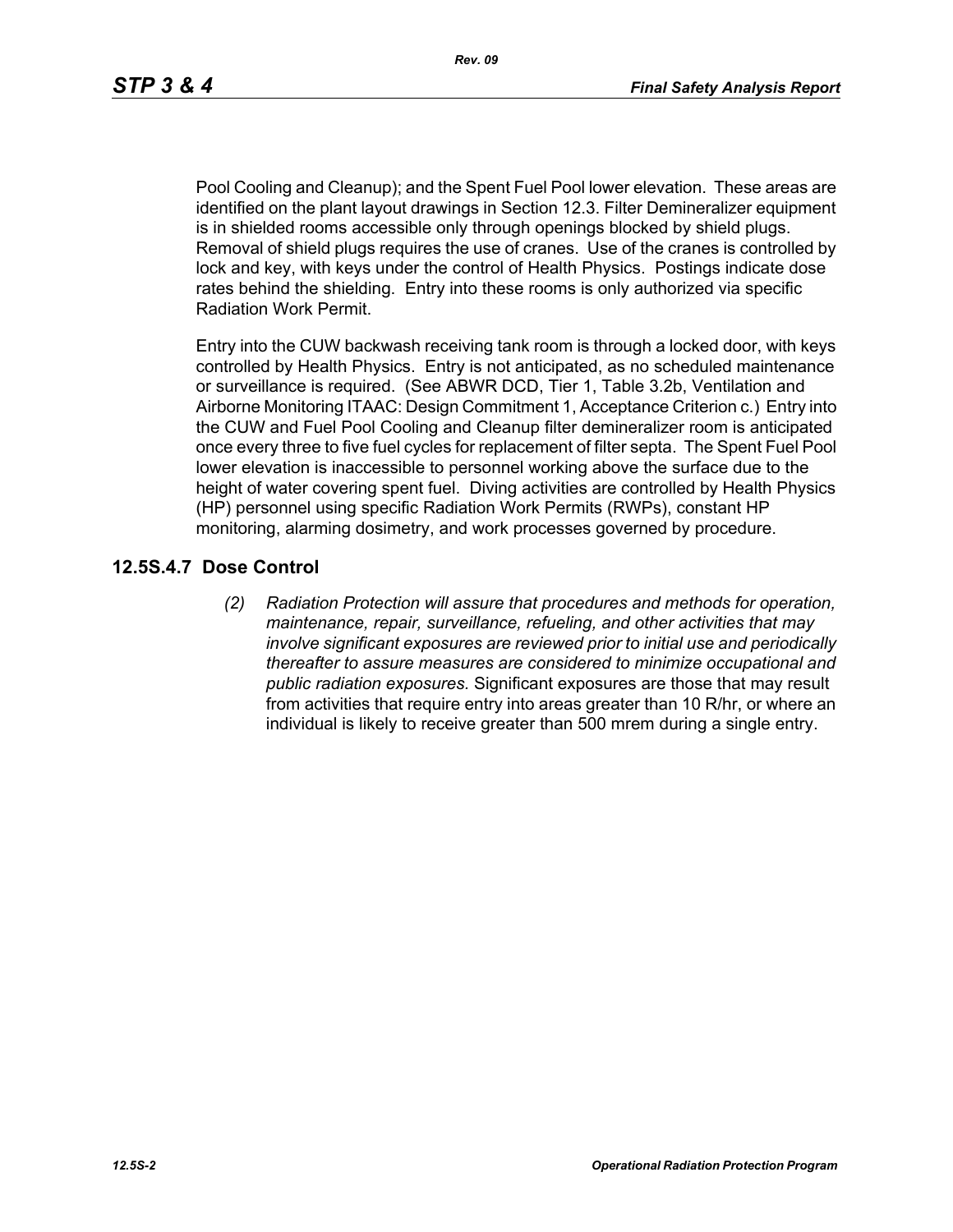Pool Cooling and Cleanup); and the Spent Fuel Pool lower elevation. These areas are identified on the plant layout drawings in Section 12.3. Filter Demineralizer equipment is in shielded rooms accessible only through openings blocked by shield plugs. Removal of shield plugs requires the use of cranes. Use of the cranes is controlled by lock and key, with keys under the control of Health Physics. Postings indicate dose rates behind the shielding. Entry into these rooms is only authorized via specific Radiation Work Permit.

Entry into the CUW backwash receiving tank room is through a locked door, with keys controlled by Health Physics. Entry is not anticipated, as no scheduled maintenance or surveillance is required. (See ABWR DCD, Tier 1, Table 3.2b, Ventilation and Airborne Monitoring ITAAC: Design Commitment 1, Acceptance Criterion c.) Entry into the CUW and Fuel Pool Cooling and Cleanup filter demineralizer room is anticipated once every three to five fuel cycles for replacement of filter septa. The Spent Fuel Pool lower elevation is inaccessible to personnel working above the surface due to the height of water covering spent fuel. Diving activities are controlled by Health Physics (HP) personnel using specific Radiation Work Permits (RWPs), constant HP monitoring, alarming dosimetry, and work processes governed by procedure.

## 12.5S.4.7 Dose Control

(2) *Radiation Protection will assure that procedures and methods for operation, maintenance, repair, surveillance, refueling, and other activities that may involve significant exposures are reviewed prior to initial use and periodically thereafter to assure measures are considered to minimize occupational and public radiation exposures.* Significant exposures are those that may result from activities that require entry into areas greater than 10 R/hr, or where an individual is likely to receive greater than 500 mrem during a single entry.